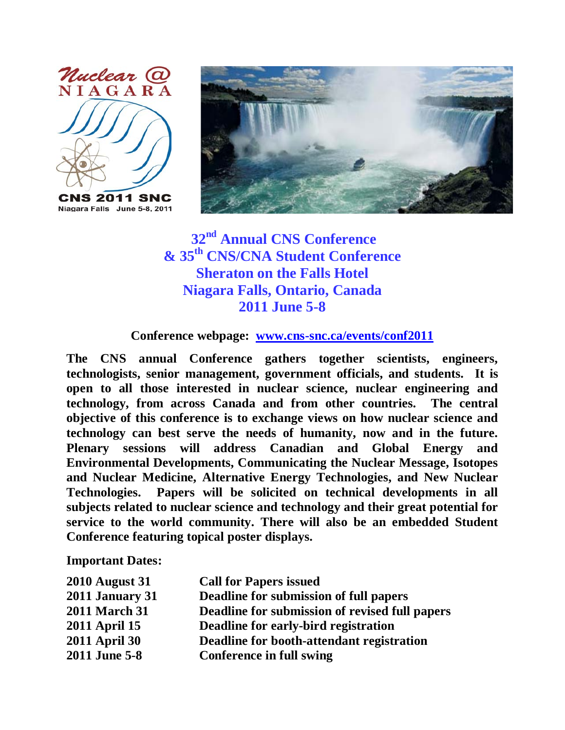Nuclear @ NIAGARA

CNS 2011 SNC

Niagara Falls June 5-8, 2011

# 32nd Annual CNS Conference & 35th CNS/CNA Student Conference Sheraton on the Falls Hotel Niagara Falls, Ontario, Canada 2011 June 5-8

**Conference webpage: [www.cns-snc.ca/events/conf2011](www.cns-snc.ca/events/conf2011)**

**The CNS annual Conference gathers together scientists, engineers, technologists, senior management, government officials, and students. It is open to all those interested in nuclear science, nuclear engineering and technology, from across Canada and from other countries. The central objective of this conference is to exchange views on how nuclear science and technology can best serve the needs of humanity, now and in the future. Plenary sessions will address Canadian and Global Energy and Environmental Developments, Communicating the Nuclear Message, Isotopes and Nuclear Medicine, Alternative Energy Technologies, and New Nuclear Technologies. Papers will be solicited on technical developments in all subjects related to nuclear science and technology and their great potential for service to the world community. There will also be an embedded Student Conference featuring topical poster displays.**

**Important Dates:**

| | |
|---|---|
| **2010 August 31** | **Call for Papers issued** |
| **2011 January 31** | **Deadline for submission of full papers** |
| **2011 March 31** | **Deadline for submission of revised full papers** |
| **2011 April 15** | **Deadline for early-bird registration** |
| **2011 April 30** | **Deadline for booth-attendant registration** |
| **2011 June 5-8** | **Conference in full swing** |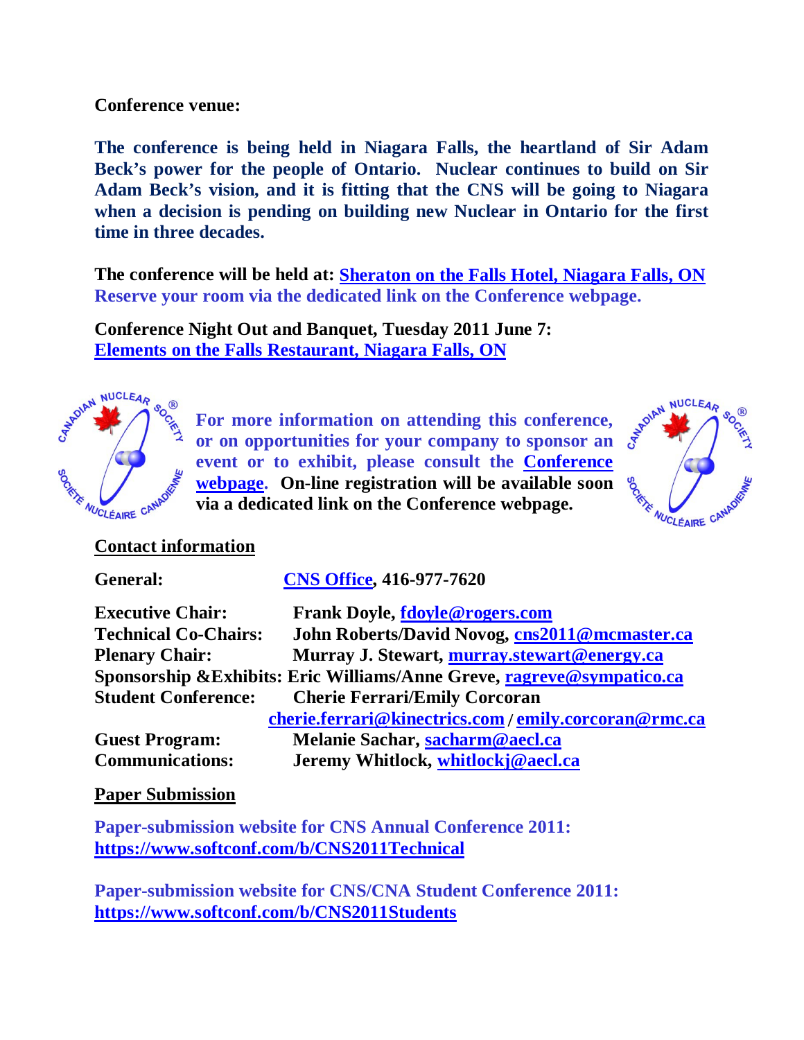**Conference venue:**

**The conference is being held in Niagara Falls, the heartland of Sir Adam Beck's power for the people of Ontario. Nuclear continues to build on Sir Adam Beck's vision, and it is fitting that the CNS will be going to Niagara when a decision is pending on building new Nuclear in Ontario for the first time in three decades.**

**The conference will be held at: Sheraton on the Falls Hotel, Niagara Falls, ON**
**Reserve your room via the dedicated link on the Conference webpage.**

**Conference Night Out and Banquet, Tuesday 2011 June 7:**
**Elements on the Falls Restaurant, Niagara Falls, ON**

**For more information on attending this conference, or on opportunities for your company to sponsor an event or to exhibit, please consult the Conference webpage. On-line registration will be available soon via a dedicated link on the Conference webpage.**

**Contact information**

| | |
|---|---|
| **General:** | **CNS Office, 416-977-7620** |
| **Executive Chair:** | **Frank Doyle, fdoyle@rogers.com** |
| **Technical Co-Chairs:** | **John Roberts/David Novog, cns2011@mcmaster.ca** |
| **Plenary Chair:** | **Murray J. Stewart, murray.stewart@energy.ca** |
| **Sponsorship &Exhibits:** | **Eric Williams/Anne Greve, ragreve@sympatico.ca** |
| **Student Conference:** | **Cherie Ferrari/Emily Corcoran cherie.ferrari@kinectrics.com / emily.corcoran@rmc.ca** |
| **Guest Program:** | **Melanie Sachar, sacharm@aecl.ca** |
| **Communications:** | **Jeremy Whitlock, whitlockj@aecl.ca** |

**Paper Submission**

**Paper-submission website for CNS Annual Conference 2011:**
**https://www.softconf.com/b/CNS2011Technical**

**Paper-submission website for CNS/CNA Student Conference 2011:**
**https://www.softconf.com/b/CNS2011Students**